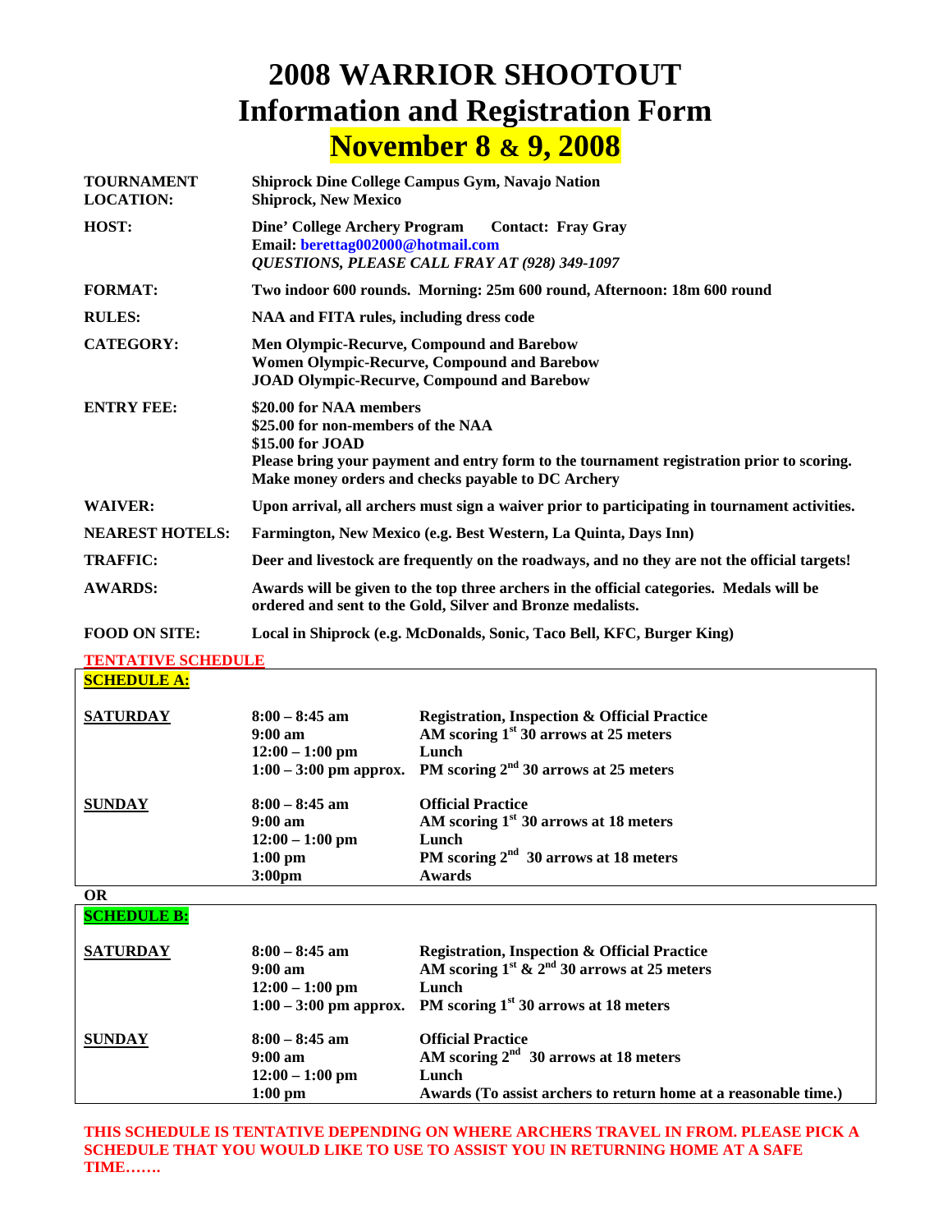# 2008 WARRIOR SHOOTOUT
# Information and Registration Form
# November 8 & 9, 2008

| | |
|---|---|
| **TOURNAMENT LOCATION:** | **Shiprock Dine College Campus Gym, Navajo Nation**<br>**Shiprock, New Mexico** |
| **HOST:** | **Dine' College Archery Program      Contact: Fray Gray**<br>**Email: berettag002000@hotmail.com**<br>***QUESTIONS, PLEASE CALL FRAY AT (928) 349-1097*** |
| **FORMAT:** | **Two indoor 600 rounds. Morning: 25m 600 round, Afternoon: 18m 600 round** |
| **RULES:** | **NAA and FITA rules, including dress code** |
| **CATEGORY:** | **Men Olympic-Recurve, Compound and Barebow**<br>**Women Olympic-Recurve, Compound and Barebow**<br>**JOAD Olympic-Recurve, Compound and Barebow** |
| **ENTRY FEE:** | **$20.00 for NAA members**<br>**$25.00 for non-members of the NAA**<br>**$15.00 for JOAD**<br>**Please bring your payment and entry form to the tournament registration prior to scoring.**<br>**Make money orders and checks payable to DC Archery** |
| **WAIVER:** | **Upon arrival, all archers must sign a waiver prior to participating in tournament activities.** |
| **NEAREST HOTELS:** | **Farmington, New Mexico (e.g. Best Western, La Quinta, Days Inn)** |
| **TRAFFIC:** | **Deer and livestock are frequently on the roadways, and no they are not the official targets!** |
| **AWARDS:** | **Awards will be given to the top three archers in the official categories. Medals will be ordered and sent to the Gold, Silver and Bronze medalists.** |
| **FOOD ON SITE:** | **Local in Shiprock (e.g. McDonalds, Sonic, Taco Bell, KFC, Burger King)** |

## TENTATIVE SCHEDULE

### SCHEDULE A:

| | | |
|---|---|---|
| **SATURDAY** | **8:00 – 8:45 am** | **Registration, Inspection & Official Practice** |
| | **9:00 am** | **AM scoring 1st 30 arrows at 25 meters** |
| | **12:00 – 1:00 pm** | **Lunch** |
| | **1:00 – 3:00 pm approx.** | **PM scoring 2nd 30 arrows at 25 meters** |
| **SUNDAY** | **8:00 – 8:45 am** | **Official Practice** |
| | **9:00 am** | **AM scoring 1st 30 arrows at 18 meters** |
| | **12:00 – 1:00 pm** | **Lunch** |
| | **1:00 pm** | **PM scoring 2nd 30 arrows at 18 meters** |
| | **3:00pm** | **Awards** |

**OR**

### SCHEDULE B:

| | | |
|---|---|---|
| **SATURDAY** | **8:00 – 8:45 am** | **Registration, Inspection & Official Practice** |
| | **9:00 am** | **AM scoring 1st & 2nd 30 arrows at 25 meters** |
| | **12:00 – 1:00 pm** | **Lunch** |
| | **1:00 – 3:00 pm approx.** | **PM scoring 1st 30 arrows at 18 meters** |
| **SUNDAY** | **8:00 – 8:45 am** | **Official Practice** |
| | **9:00 am** | **AM scoring 2nd 30 arrows at 18 meters** |
| | **12:00 – 1:00 pm** | **Lunch** |
| | **1:00 pm** | **Awards (To assist archers to return home at a reasonable time.)** |

**THIS SCHEDULE IS TENTATIVE DEPENDING ON WHERE ARCHERS TRAVEL IN FROM. PLEASE PICK A SCHEDULE THAT YOU WOULD LIKE TO USE TO ASSIST YOU IN RETURNING HOME AT A SAFE TIME…….**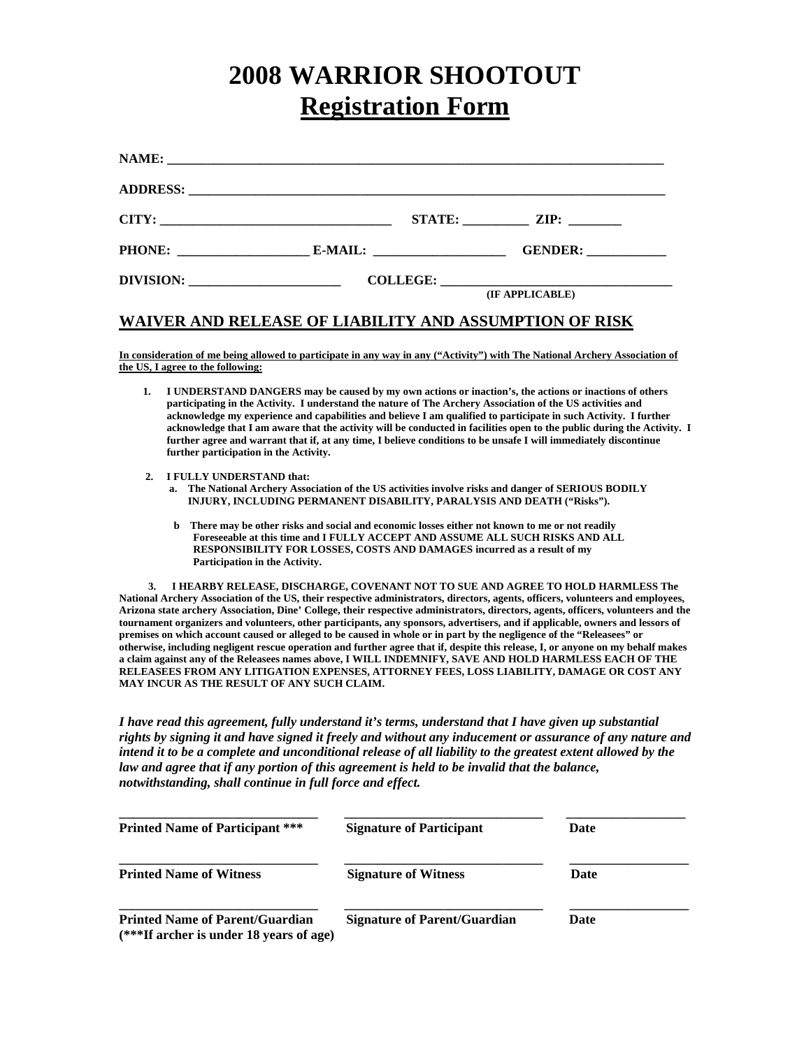# 2008 WARRIOR SHOOTOUT

## Registration Form

**NAME:** ___________________________________________________________________________

**ADDRESS:** ________________________________________________________________________

**CITY:** ___________________________________ **STATE:** __________ **ZIP:** ________

**PHONE:** ____________________ **E-MAIL:** ____________________ **GENDER:** ____________

**DIVISION:** _______________________ **COLLEGE:** ___________________________________
**(IF APPLICABLE)**

## WAIVER AND RELEASE OF LIABILITY AND ASSUMPTION OF RISK

**In consideration of me being allowed to participate in any way in any ("Activity") with The National Archery Association of the US, I agree to the following:**

1. **I UNDERSTAND DANGERS may be caused by my own actions or inaction's, the actions or inactions of others participating in the Activity. I understand the nature of The Archery Association of the US activities and acknowledge my experience and capabilities and believe I am qualified to participate in such Activity. I further acknowledge that I am aware that the activity will be conducted in facilities open to the public during the Activity. I further agree and warrant that if, at any time, I believe conditions to be unsafe I will immediately discontinue further participation in the Activity.**

2. **I FULLY UNDERSTAND that:**
   a. **The National Archery Association of the US activities involve risks and danger of SERIOUS BODILY INJURY, INCLUDING PERMANENT DISABILITY, PARALYSIS AND DEATH ("Risks").**

   b **There may be other risks and social and economic losses either not known to me or not readily Foreseeable at this time and I FULLY ACCEPT AND ASSUME ALL SUCH RISKS AND ALL RESPONSIBILITY FOR LOSSES, COSTS AND DAMAGES incurred as a result of my Participation in the Activity.**

3. **I HEARBY RELEASE, DISCHARGE, COVENANT NOT TO SUE AND AGREE TO HOLD HARMLESS The National Archery Association of the US, their respective administrators, directors, agents, officers, volunteers and employees, Arizona state archery Association, Dine' College, their respective administrators, directors, agents, officers, volunteers and the tournament organizers and volunteers, other participants, any sponsors, advertisers, and if applicable, owners and lessors of premises on which account caused or alleged to be caused in whole or in part by the negligence of the "Releasees" or otherwise, including negligent rescue operation and further agree that if, despite this release, I, or anyone on my behalf makes a claim against any of the Releasees names above, I WILL INDEMNIFY, SAVE AND HOLD HARMLESS EACH OF THE RELEASEES FROM ANY LITIGATION EXPENSES, ATTORNEY FEES, LOSS LIABILITY, DAMAGE OR COST ANY MAY INCUR AS THE RESULT OF ANY SUCH CLAIM.**

***I have read this agreement, fully understand it's terms, understand that I have given up substantial rights by signing it and have signed it freely and without any inducement or assurance of any nature and intend it to be a complete and unconditional release of all liability to the greatest extent allowed by the law and agree that if any portion of this agreement is held to be invalid that the balance, notwithstanding, shall continue in full force and effect.***

______________________________ ______________________________ __________________
**Printed Name of Participant \*\*\*** **Signature of Participant** **Date**

______________________________ ______________________________ __________________
**Printed Name of Witness** **Signature of Witness** **Date**

______________________________ ______________________________ __________________
**Printed Name of Parent/Guardian** **Signature of Parent/Guardian** **Date**
**(\*\*\*If archer is under 18 years of age)**